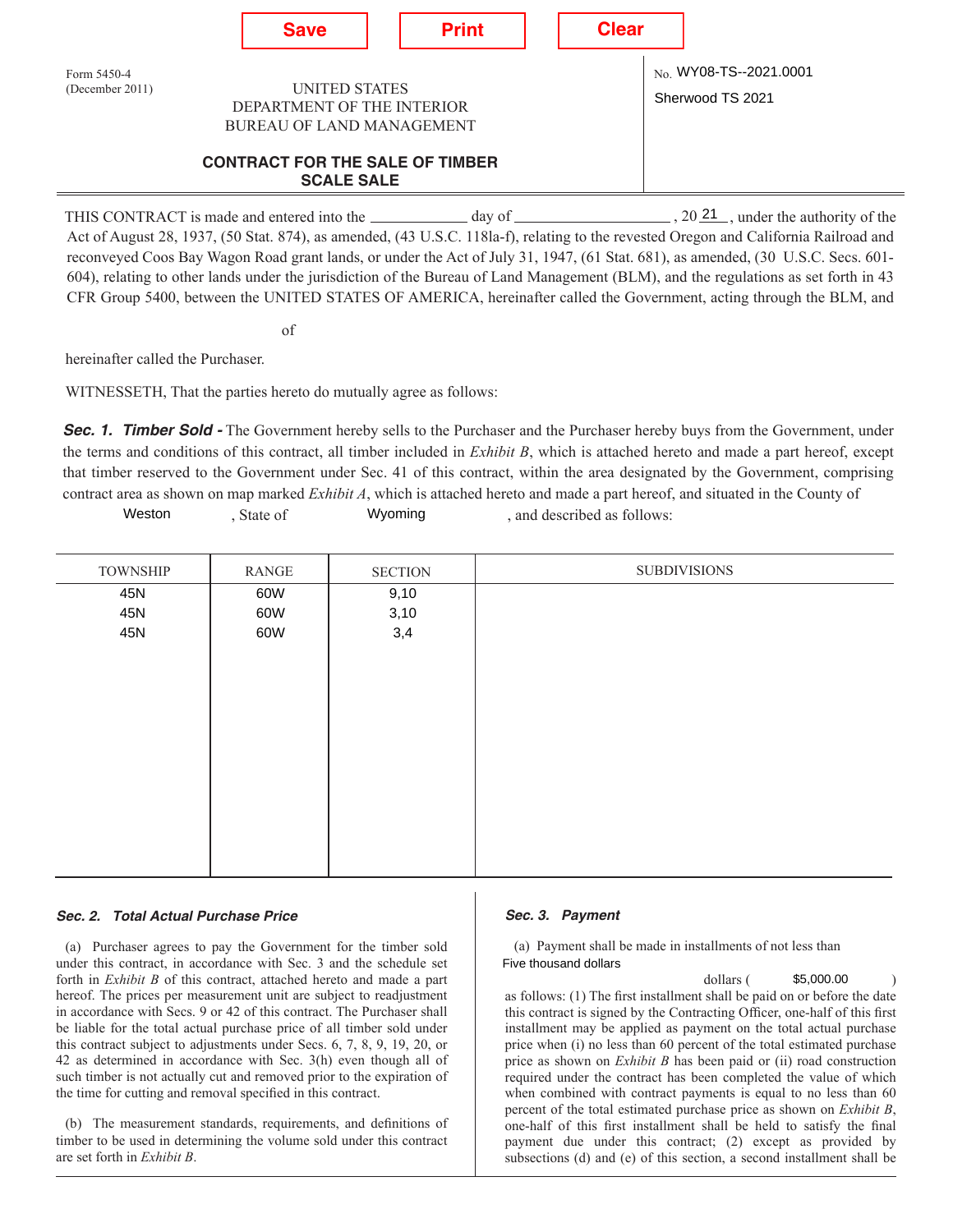Form 5450-4
(December 2011)

UNITED STATES
DEPARTMENT OF THE INTERIOR
BUREAU OF LAND MANAGEMENT

No. WY08-TS--2021.0001

Sherwood TS 2021

## CONTRACT FOR THE SALE OF TIMBER SCALE SALE

THIS CONTRACT is made and entered into the ____________ day of __________________ , 20 21 , under the authority of the Act of August 28, 1937, (50 Stat. 874), as amended, (43 U.S.C. 118la-f), relating to the revested Oregon and California Railroad and reconveyed Coos Bay Wagon Road grant lands, or under the Act of July 31, 1947, (61 Stat. 681), as amended, (30 U.S.C. Secs. 601-604), relating to other lands under the jurisdiction of the Bureau of Land Management (BLM), and the regulations as set forth in 43 CFR Group 5400, between the UNITED STATES OF AMERICA, hereinafter called the Government, acting through the BLM, and

of

hereinafter called the Purchaser.

WITNESSETH, That the parties hereto do mutually agree as follows:

***Sec. 1. Timber Sold -*** The Government hereby sells to the Purchaser and the Purchaser hereby buys from the Government, under the terms and conditions of this contract, all timber included in *Exhibit B*, which is attached hereto and made a part hereof, except that timber reserved to the Government under Sec. 41 of this contract, within the area designated by the Government, comprising contract area as shown on map marked *Exhibit A*, which is attached hereto and made a part hereof, and situated in the County of Weston , State of Wyoming , and described as follows:

| TOWNSHIP | RANGE | SECTION | SUBDIVISIONS |
|---|---|---|---|
| 45N | 60W | 9,10 | |
| 45N | 60W | 3,10 | |
| 45N | 60W | 3,4 | |

***Sec. 2. Total Actual Purchase Price***

(a) Purchaser agrees to pay the Government for the timber sold under this contract, in accordance with Sec. 3 and the schedule set forth in *Exhibit B* of this contract, attached hereto and made a part hereof. The prices per measurement unit are subject to readjustment in accordance with Secs. 9 or 42 of this contract. The Purchaser shall be liable for the total actual purchase price of all timber sold under this contract subject to adjustments under Secs. 6, 7, 8, 9, 19, 20, or 42 as determined in accordance with Sec. 3(h) even though all of such timber is not actually cut and removed prior to the expiration of the time for cutting and removal specified in this contract.

(b) The measurement standards, requirements, and definitions of timber to be used in determining the volume sold under this contract are set forth in *Exhibit B*.

***Sec. 3. Payment***

(a) Payment shall be made in installments of not less than Five thousand dollars dollars ( $5,000.00 ) as follows: (1) The first installment shall be paid on or before the date this contract is signed by the Contracting Officer, one-half of this first installment may be applied as payment on the total actual purchase price when (i) no less than 60 percent of the total estimated purchase price as shown on *Exhibit B* has been paid or (ii) road construction required under the contract has been completed the value of which when combined with contract payments is equal to no less than 60 percent of the total estimated purchase price as shown on *Exhibit B*, one-half of this first installment shall be held to satisfy the final payment due under this contract; (2) except as provided by subsections (d) and (e) of this section, a second installment shall be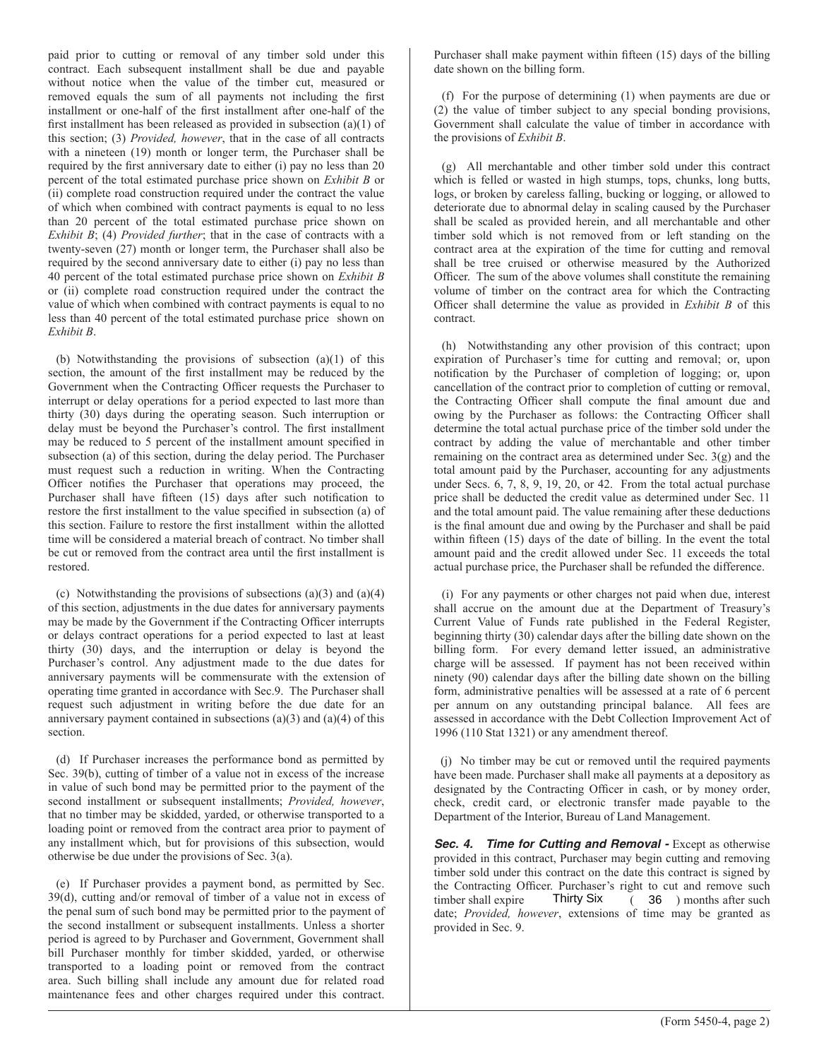paid prior to cutting or removal of any timber sold under this contract. Each subsequent installment shall be due and payable without notice when the value of the timber cut, measured or removed equals the sum of all payments not including the first installment or one-half of the first installment after one-half of the first installment has been released as provided in subsection (a)(1) of this section; (3) *Provided, however*, that in the case of all contracts with a nineteen (19) month or longer term, the Purchaser shall be required by the first anniversary date to either (i) pay no less than 20 percent of the total estimated purchase price shown on *Exhibit B* or (ii) complete road construction required under the contract the value of which when combined with contract payments is equal to no less than 20 percent of the total estimated purchase price shown on *Exhibit B*; (4) *Provided further*; that in the case of contracts with a twenty-seven (27) month or longer term, the Purchaser shall also be required by the second anniversary date to either (i) pay no less than 40 percent of the total estimated purchase price shown on *Exhibit B* or (ii) complete road construction required under the contract the value of which when combined with contract payments is equal to no less than 40 percent of the total estimated purchase price shown on *Exhibit B*.

(b) Notwithstanding the provisions of subsection (a)(1) of this section, the amount of the first installment may be reduced by the Government when the Contracting Officer requests the Purchaser to interrupt or delay operations for a period expected to last more than thirty (30) days during the operating season. Such interruption or delay must be beyond the Purchaser's control. The first installment may be reduced to 5 percent of the installment amount specified in subsection (a) of this section, during the delay period. The Purchaser must request such a reduction in writing. When the Contracting Officer notifies the Purchaser that operations may proceed, the Purchaser shall have fifteen (15) days after such notification to restore the first installment to the value specified in subsection (a) of this section. Failure to restore the first installment within the allotted time will be considered a material breach of contract. No timber shall be cut or removed from the contract area until the first installment is restored.

(c) Notwithstanding the provisions of subsections (a)(3) and (a)(4) of this section, adjustments in the due dates for anniversary payments may be made by the Government if the Contracting Officer interrupts or delays contract operations for a period expected to last at least thirty (30) days, and the interruption or delay is beyond the Purchaser's control. Any adjustment made to the due dates for anniversary payments will be commensurate with the extension of operating time granted in accordance with Sec.9. The Purchaser shall request such adjustment in writing before the due date for an anniversary payment contained in subsections (a)(3) and (a)(4) of this section.

(d) If Purchaser increases the performance bond as permitted by Sec. 39(b), cutting of timber of a value not in excess of the increase in value of such bond may be permitted prior to the payment of the second installment or subsequent installments; *Provided, however*, that no timber may be skidded, yarded, or otherwise transported to a loading point or removed from the contract area prior to payment of any installment which, but for provisions of this subsection, would otherwise be due under the provisions of Sec. 3(a).

(e) If Purchaser provides a payment bond, as permitted by Sec. 39(d), cutting and/or removal of timber of a value not in excess of the penal sum of such bond may be permitted prior to the payment of the second installment or subsequent installments. Unless a shorter period is agreed to by Purchaser and Government, Government shall bill Purchaser monthly for timber skidded, yarded, or otherwise transported to a loading point or removed from the contract area. Such billing shall include any amount due for related road maintenance fees and other charges required under this contract. Purchaser shall make payment within fifteen (15) days of the billing date shown on the billing form.

(f) For the purpose of determining (1) when payments are due or (2) the value of timber subject to any special bonding provisions, Government shall calculate the value of timber in accordance with the provisions of *Exhibit B*.

(g) All merchantable and other timber sold under this contract which is felled or wasted in high stumps, tops, chunks, long butts, logs, or broken by careless falling, bucking or logging, or allowed to deteriorate due to abnormal delay in scaling caused by the Purchaser shall be scaled as provided herein, and all merchantable and other timber sold which is not removed from or left standing on the contract area at the expiration of the time for cutting and removal shall be tree cruised or otherwise measured by the Authorized Officer. The sum of the above volumes shall constitute the remaining volume of timber on the contract area for which the Contracting Officer shall determine the value as provided in *Exhibit B* of this contract.

(h) Notwithstanding any other provision of this contract; upon expiration of Purchaser's time for cutting and removal; or, upon notification by the Purchaser of completion of logging; or, upon cancellation of the contract prior to completion of cutting or removal, the Contracting Officer shall compute the final amount due and owing by the Purchaser as follows: the Contracting Officer shall determine the total actual purchase price of the timber sold under the contract by adding the value of merchantable and other timber remaining on the contract area as determined under Sec. 3(g) and the total amount paid by the Purchaser, accounting for any adjustments under Secs. 6, 7, 8, 9, 19, 20, or 42. From the total actual purchase price shall be deducted the credit value as determined under Sec. 11 and the total amount paid. The value remaining after these deductions is the final amount due and owing by the Purchaser and shall be paid within fifteen (15) days of the date of billing. In the event the total amount paid and the credit allowed under Sec. 11 exceeds the total actual purchase price, the Purchaser shall be refunded the difference.

(i) For any payments or other charges not paid when due, interest shall accrue on the amount due at the Department of Treasury's Current Value of Funds rate published in the Federal Register, beginning thirty (30) calendar days after the billing date shown on the billing form. For every demand letter issued, an administrative charge will be assessed. If payment has not been received within ninety (90) calendar days after the billing date shown on the billing form, administrative penalties will be assessed at a rate of 6 percent per annum on any outstanding principal balance. All fees are assessed in accordance with the Debt Collection Improvement Act of 1996 (110 Stat 1321) or any amendment thereof.

(j) No timber may be cut or removed until the required payments have been made. Purchaser shall make all payments at a depository as designated by the Contracting Officer in cash, or by money order, check, credit card, or electronic transfer made payable to the Department of the Interior, Bureau of Land Management.

***Sec. 4. Time for Cutting and Removal -*** Except as otherwise provided in this contract, Purchaser may begin cutting and removing timber sold under this contract on the date this contract is signed by the Contracting Officer. Purchaser's right to cut and remove such timber shall expire Thirty Six ( 36 ) months after such date; *Provided, however*, extensions of time may be granted as provided in Sec. 9.

(Form 5450-4, page 2)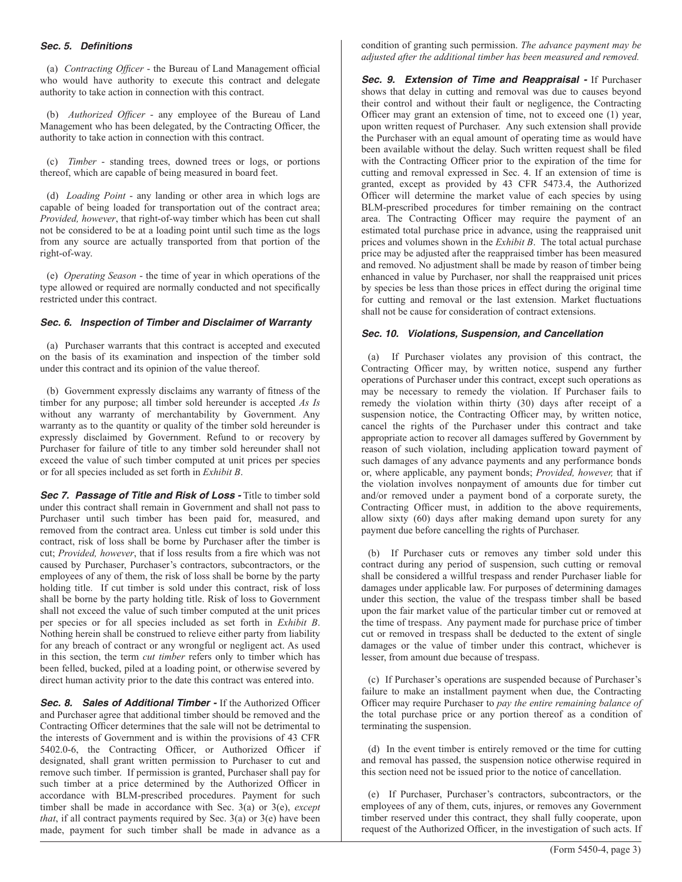### *Sec. 5. Definitions*

(a) *Contracting Officer* - the Bureau of Land Management official who would have authority to execute this contract and delegate authority to take action in connection with this contract.

(b) *Authorized Officer* - any employee of the Bureau of Land Management who has been delegated, by the Contracting Officer, the authority to take action in connection with this contract.

(c) *Timber* - standing trees, downed trees or logs, or portions thereof, which are capable of being measured in board feet.

(d) *Loading Point* - any landing or other area in which logs are capable of being loaded for transportation out of the contract area; *Provided, however*, that right-of-way timber which has been cut shall not be considered to be at a loading point until such time as the logs from any source are actually transported from that portion of the right-of-way.

(e) *Operating Season* - the time of year in which operations of the type allowed or required are normally conducted and not specifically restricted under this contract.

### *Sec. 6. Inspection of Timber and Disclaimer of Warranty*

(a) Purchaser warrants that this contract is accepted and executed on the basis of its examination and inspection of the timber sold under this contract and its opinion of the value thereof.

(b) Government expressly disclaims any warranty of fitness of the timber for any purpose; all timber sold hereunder is accepted *As Is* without any warranty of merchantability by Government. Any warranty as to the quantity or quality of the timber sold hereunder is expressly disclaimed by Government. Refund to or recovery by Purchaser for failure of title to any timber sold hereunder shall not exceed the value of such timber computed at unit prices per species or for all species included as set forth in *Exhibit B*.

***Sec 7. Passage of Title and Risk of Loss -*** Title to timber sold under this contract shall remain in Government and shall not pass to Purchaser until such timber has been paid for, measured, and removed from the contract area. Unless cut timber is sold under this contract, risk of loss shall be borne by Purchaser after the timber is cut; *Provided, however*, that if loss results from a fire which was not caused by Purchaser, Purchaser's contractors, subcontractors, or the employees of any of them, the risk of loss shall be borne by the party holding title. If cut timber is sold under this contract, risk of loss shall be borne by the party holding title. Risk of loss to Government shall not exceed the value of such timber computed at the unit prices per species or for all species included as set forth in *Exhibit B*. Nothing herein shall be construed to relieve either party from liability for any breach of contract or any wrongful or negligent act. As used in this section, the term *cut timber* refers only to timber which has been felled, bucked, piled at a loading point, or otherwise severed by direct human activity prior to the date this contract was entered into.

***Sec. 8. Sales of Additional Timber -*** If the Authorized Officer and Purchaser agree that additional timber should be removed and the Contracting Officer determines that the sale will not be detrimental to the interests of Government and is within the provisions of 43 CFR 5402.0-6, the Contracting Officer, or Authorized Officer if designated, shall grant written permission to Purchaser to cut and remove such timber. If permission is granted, Purchaser shall pay for such timber at a price determined by the Authorized Officer in accordance with BLM-prescribed procedures. Payment for such timber shall be made in accordance with Sec. 3(a) or 3(e), *except that*, if all contract payments required by Sec. 3(a) or 3(e) have been made, payment for such timber shall be made in advance as a condition of granting such permission. *The advance payment may be adjusted after the additional timber has been measured and removed.*

***Sec. 9. Extension of Time and Reappraisal -*** If Purchaser shows that delay in cutting and removal was due to causes beyond their control and without their fault or negligence, the Contracting Officer may grant an extension of time, not to exceed one (1) year, upon written request of Purchaser. Any such extension shall provide the Purchaser with an equal amount of operating time as would have been available without the delay. Such written request shall be filed with the Contracting Officer prior to the expiration of the time for cutting and removal expressed in Sec. 4. If an extension of time is granted, except as provided by 43 CFR 5473.4, the Authorized Officer will determine the market value of each species by using BLM-prescribed procedures for timber remaining on the contract area. The Contracting Officer may require the payment of an estimated total purchase price in advance, using the reappraised unit prices and volumes shown in the *Exhibit B*. The total actual purchase price may be adjusted after the reappraised timber has been measured and removed. No adjustment shall be made by reason of timber being enhanced in value by Purchaser, nor shall the reappraised unit prices by species be less than those prices in effect during the original time for cutting and removal or the last extension. Market fluctuations shall not be cause for consideration of contract extensions.

### *Sec. 10. Violations, Suspension, and Cancellation*

(a) If Purchaser violates any provision of this contract, the Contracting Officer may, by written notice, suspend any further operations of Purchaser under this contract, except such operations as may be necessary to remedy the violation. If Purchaser fails to remedy the violation within thirty (30) days after receipt of a suspension notice, the Contracting Officer may, by written notice, cancel the rights of the Purchaser under this contract and take appropriate action to recover all damages suffered by Government by reason of such violation, including application toward payment of such damages of any advance payments and any performance bonds or, where applicable, any payment bonds; *Provided, however,* that if the violation involves nonpayment of amounts due for timber cut and/or removed under a payment bond of a corporate surety, the Contracting Officer must, in addition to the above requirements, allow sixty (60) days after making demand upon surety for any payment due before cancelling the rights of Purchaser.

(b) If Purchaser cuts or removes any timber sold under this contract during any period of suspension, such cutting or removal shall be considered a willful trespass and render Purchaser liable for damages under applicable law. For purposes of determining damages under this section, the value of the trespass timber shall be based upon the fair market value of the particular timber cut or removed at the time of trespass. Any payment made for purchase price of timber cut or removed in trespass shall be deducted to the extent of single damages or the value of timber under this contract, whichever is lesser, from amount due because of trespass.

(c) If Purchaser's operations are suspended because of Purchaser's failure to make an installment payment when due, the Contracting Officer may require Purchaser to *pay the entire remaining balance of* the total purchase price or any portion thereof as a condition of terminating the suspension.

(d) In the event timber is entirely removed or the time for cutting and removal has passed, the suspension notice otherwise required in this section need not be issued prior to the notice of cancellation.

(e) If Purchaser, Purchaser's contractors, subcontractors, or the employees of any of them, cuts, injures, or removes any Government timber reserved under this contract, they shall fully cooperate, upon request of the Authorized Officer, in the investigation of such acts. If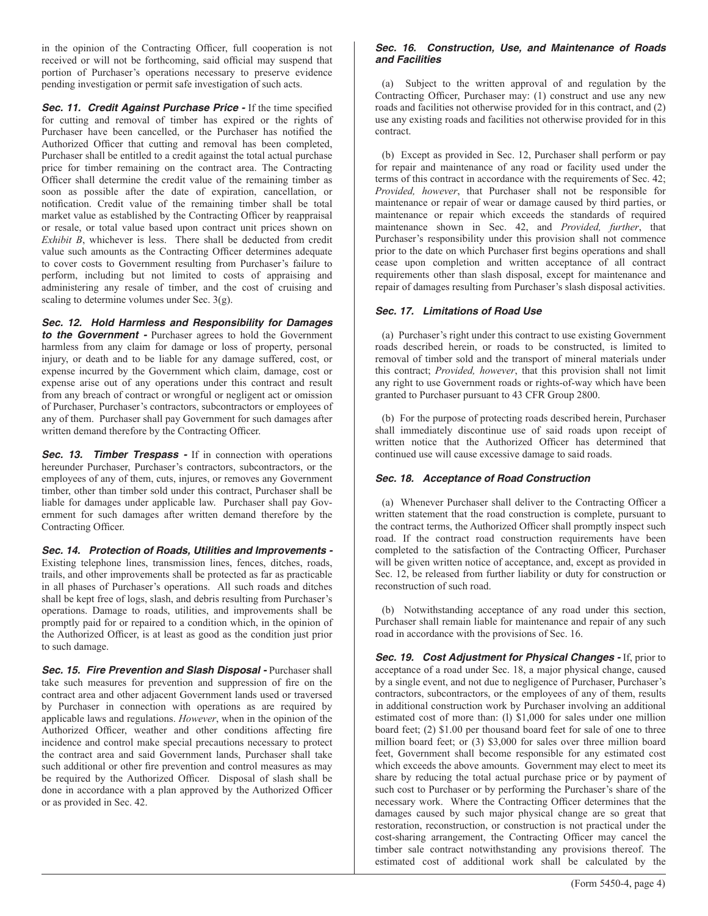in the opinion of the Contracting Officer, full cooperation is not received or will not be forthcoming, said official may suspend that portion of Purchaser's operations necessary to preserve evidence pending investigation or permit safe investigation of such acts.

***Sec. 11. Credit Against Purchase Price -*** If the time specified for cutting and removal of timber has expired or the rights of Purchaser have been cancelled, or the Purchaser has notified the Authorized Officer that cutting and removal has been completed, Purchaser shall be entitled to a credit against the total actual purchase price for timber remaining on the contract area. The Contracting Officer shall determine the credit value of the remaining timber as soon as possible after the date of expiration, cancellation, or notification. Credit value of the remaining timber shall be total market value as established by the Contracting Officer by reappraisal or resale, or total value based upon contract unit prices shown on *Exhibit B*, whichever is less. There shall be deducted from credit value such amounts as the Contracting Officer determines adequate to cover costs to Government resulting from Purchaser's failure to perform, including but not limited to costs of appraising and administering any resale of timber, and the cost of cruising and scaling to determine volumes under Sec. 3(g).

***Sec. 12. Hold Harmless and Responsibility for Damages to the Government -*** Purchaser agrees to hold the Government harmless from any claim for damage or loss of property, personal injury, or death and to be liable for any damage suffered, cost, or expense incurred by the Government which claim, damage, cost or expense arise out of any operations under this contract and result from any breach of contract or wrongful or negligent act or omission of Purchaser, Purchaser's contractors, subcontractors or employees of any of them. Purchaser shall pay Government for such damages after written demand therefore by the Contracting Officer.

***Sec. 13. Timber Trespass -*** If in connection with operations hereunder Purchaser, Purchaser's contractors, subcontractors, or the employees of any of them, cuts, injures, or removes any Government timber, other than timber sold under this contract, Purchaser shall be liable for damages under applicable law. Purchaser shall pay Government for such damages after written demand therefore by the Contracting Officer.

***Sec. 14. Protection of Roads, Utilities and Improvements -*** Existing telephone lines, transmission lines, fences, ditches, roads, trails, and other improvements shall be protected as far as practicable in all phases of Purchaser's operations. All such roads and ditches shall be kept free of logs, slash, and debris resulting from Purchaser's operations. Damage to roads, utilities, and improvements shall be promptly paid for or repaired to a condition which, in the opinion of the Authorized Officer, is at least as good as the condition just prior to such damage.

***Sec. 15. Fire Prevention and Slash Disposal -*** Purchaser shall take such measures for prevention and suppression of fire on the contract area and other adjacent Government lands used or traversed by Purchaser in connection with operations as are required by applicable laws and regulations. *However*, when in the opinion of the Authorized Officer, weather and other conditions affecting fire incidence and control make special precautions necessary to protect the contract area and said Government lands, Purchaser shall take such additional or other fire prevention and control measures as may be required by the Authorized Officer. Disposal of slash shall be done in accordance with a plan approved by the Authorized Officer or as provided in Sec. 42.

***Sec. 16. Construction, Use, and Maintenance of Roads and Facilities***

(a) Subject to the written approval of and regulation by the Contracting Officer, Purchaser may: (1) construct and use any new roads and facilities not otherwise provided for in this contract, and (2) use any existing roads and facilities not otherwise provided for in this contract.

(b) Except as provided in Sec. 12, Purchaser shall perform or pay for repair and maintenance of any road or facility used under the terms of this contract in accordance with the requirements of Sec. 42; *Provided, however*, that Purchaser shall not be responsible for maintenance or repair of wear or damage caused by third parties, or maintenance or repair which exceeds the standards of required maintenance shown in Sec. 42, and *Provided, further*, that Purchaser's responsibility under this provision shall not commence prior to the date on which Purchaser first begins operations and shall cease upon completion and written acceptance of all contract requirements other than slash disposal, except for maintenance and repair of damages resulting from Purchaser's slash disposal activities.

***Sec. 17. Limitations of Road Use***

(a) Purchaser's right under this contract to use existing Government roads described herein, or roads to be constructed, is limited to removal of timber sold and the transport of mineral materials under this contract; *Provided, however*, that this provision shall not limit any right to use Government roads or rights-of-way which have been granted to Purchaser pursuant to 43 CFR Group 2800.

(b) For the purpose of protecting roads described herein, Purchaser shall immediately discontinue use of said roads upon receipt of written notice that the Authorized Officer has determined that continued use will cause excessive damage to said roads.

***Sec. 18. Acceptance of Road Construction***

(a) Whenever Purchaser shall deliver to the Contracting Officer a written statement that the road construction is complete, pursuant to the contract terms, the Authorized Officer shall promptly inspect such road. If the contract road construction requirements have been completed to the satisfaction of the Contracting Officer, Purchaser will be given written notice of acceptance, and, except as provided in Sec. 12, be released from further liability or duty for construction or reconstruction of such road.

(b) Notwithstanding acceptance of any road under this section, Purchaser shall remain liable for maintenance and repair of any such road in accordance with the provisions of Sec. 16.

***Sec. 19. Cost Adjustment for Physical Changes -*** If, prior to acceptance of a road under Sec. 18, a major physical change, caused by a single event, and not due to negligence of Purchaser, Purchaser's contractors, subcontractors, or the employees of any of them, results in additional construction work by Purchaser involving an additional estimated cost of more than: (l) $1,000 for sales under one million board feet; (2) $1.00 per thousand board feet for sale of one to three million board feet; or (3) $3,000 for sales over three million board feet, Government shall become responsible for any estimated cost which exceeds the above amounts. Government may elect to meet its share by reducing the total actual purchase price or by payment of such cost to Purchaser or by performing the Purchaser's share of the necessary work. Where the Contracting Officer determines that the damages caused by such major physical change are so great that restoration, reconstruction, or construction is not practical under the cost-sharing arrangement, the Contracting Officer may cancel the timber sale contract notwithstanding any provisions thereof. The estimated cost of additional work shall be calculated by the

(Form 5450-4, page 4)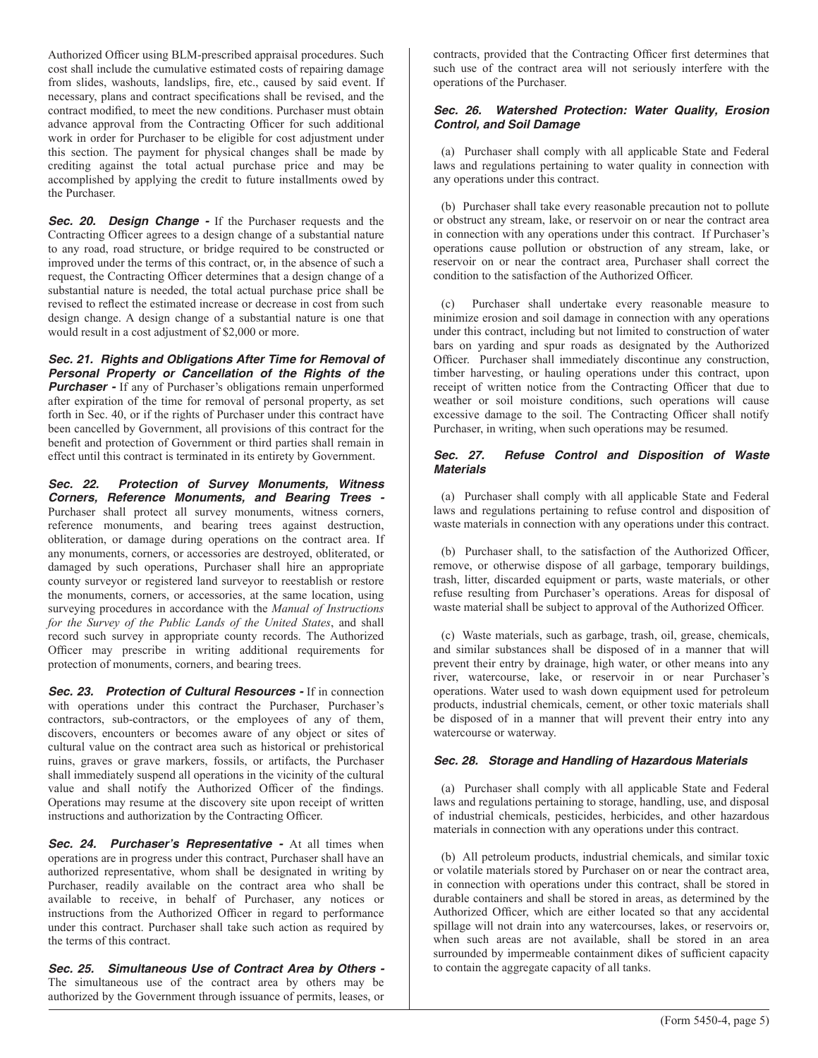Authorized Officer using BLM-prescribed appraisal procedures. Such cost shall include the cumulative estimated costs of repairing damage from slides, washouts, landslips, fire, etc., caused by said event. If necessary, plans and contract specifications shall be revised, and the contract modified, to meet the new conditions. Purchaser must obtain advance approval from the Contracting Officer for such additional work in order for Purchaser to be eligible for cost adjustment under this section. The payment for physical changes shall be made by crediting against the total actual purchase price and may be accomplished by applying the credit to future installments owed by the Purchaser.

***Sec. 20. Design Change -*** If the Purchaser requests and the Contracting Officer agrees to a design change of a substantial nature to any road, road structure, or bridge required to be constructed or improved under the terms of this contract, or, in the absence of such a request, the Contracting Officer determines that a design change of a substantial nature is needed, the total actual purchase price shall be revised to reflect the estimated increase or decrease in cost from such design change. A design change of a substantial nature is one that would result in a cost adjustment of $2,000 or more.

***Sec. 21. Rights and Obligations After Time for Removal of Personal Property or Cancellation of the Rights of the Purchaser -*** If any of Purchaser's obligations remain unperformed after expiration of the time for removal of personal property, as set forth in Sec. 40, or if the rights of Purchaser under this contract have been cancelled by Government, all provisions of this contract for the benefit and protection of Government or third parties shall remain in effect until this contract is terminated in its entirety by Government.

***Sec. 22. Protection of Survey Monuments, Witness Corners, Reference Monuments, and Bearing Trees -*** Purchaser shall protect all survey monuments, witness corners, reference monuments, and bearing trees against destruction, obliteration, or damage during operations on the contract area. If any monuments, corners, or accessories are destroyed, obliterated, or damaged by such operations, Purchaser shall hire an appropriate county surveyor or registered land surveyor to reestablish or restore the monuments, corners, or accessories, at the same location, using surveying procedures in accordance with the *Manual of Instructions for the Survey of the Public Lands of the United States*, and shall record such survey in appropriate county records. The Authorized Officer may prescribe in writing additional requirements for protection of monuments, corners, and bearing trees.

***Sec. 23. Protection of Cultural Resources -*** If in connection with operations under this contract the Purchaser, Purchaser's contractors, sub-contractors, or the employees of any of them, discovers, encounters or becomes aware of any object or sites of cultural value on the contract area such as historical or prehistorical ruins, graves or grave markers, fossils, or artifacts, the Purchaser shall immediately suspend all operations in the vicinity of the cultural value and shall notify the Authorized Officer of the findings. Operations may resume at the discovery site upon receipt of written instructions and authorization by the Contracting Officer.

***Sec. 24. Purchaser's Representative -*** At all times when operations are in progress under this contract, Purchaser shall have an authorized representative, whom shall be designated in writing by Purchaser, readily available on the contract area who shall be available to receive, in behalf of Purchaser, any notices or instructions from the Authorized Officer in regard to performance under this contract. Purchaser shall take such action as required by the terms of this contract.

***Sec. 25. Simultaneous Use of Contract Area by Others -*** The simultaneous use of the contract area by others may be authorized by the Government through issuance of permits, leases, or contracts, provided that the Contracting Officer first determines that such use of the contract area will not seriously interfere with the operations of the Purchaser.

***Sec. 26. Watershed Protection: Water Quality, Erosion Control, and Soil Damage***

(a) Purchaser shall comply with all applicable State and Federal laws and regulations pertaining to water quality in connection with any operations under this contract.

(b) Purchaser shall take every reasonable precaution not to pollute or obstruct any stream, lake, or reservoir on or near the contract area in connection with any operations under this contract. If Purchaser's operations cause pollution or obstruction of any stream, lake, or reservoir on or near the contract area, Purchaser shall correct the condition to the satisfaction of the Authorized Officer.

(c) Purchaser shall undertake every reasonable measure to minimize erosion and soil damage in connection with any operations under this contract, including but not limited to construction of water bars on yarding and spur roads as designated by the Authorized Officer. Purchaser shall immediately discontinue any construction, timber harvesting, or hauling operations under this contract, upon receipt of written notice from the Contracting Officer that due to weather or soil moisture conditions, such operations will cause excessive damage to the soil. The Contracting Officer shall notify Purchaser, in writing, when such operations may be resumed.

***Sec. 27. Refuse Control and Disposition of Waste Materials***

(a) Purchaser shall comply with all applicable State and Federal laws and regulations pertaining to refuse control and disposition of waste materials in connection with any operations under this contract.

(b) Purchaser shall, to the satisfaction of the Authorized Officer, remove, or otherwise dispose of all garbage, temporary buildings, trash, litter, discarded equipment or parts, waste materials, or other refuse resulting from Purchaser's operations. Areas for disposal of waste material shall be subject to approval of the Authorized Officer.

(c) Waste materials, such as garbage, trash, oil, grease, chemicals, and similar substances shall be disposed of in a manner that will prevent their entry by drainage, high water, or other means into any river, watercourse, lake, or reservoir in or near Purchaser's operations. Water used to wash down equipment used for petroleum products, industrial chemicals, cement, or other toxic materials shall be disposed of in a manner that will prevent their entry into any watercourse or waterway.

***Sec. 28. Storage and Handling of Hazardous Materials***

(a) Purchaser shall comply with all applicable State and Federal laws and regulations pertaining to storage, handling, use, and disposal of industrial chemicals, pesticides, herbicides, and other hazardous materials in connection with any operations under this contract.

(b) All petroleum products, industrial chemicals, and similar toxic or volatile materials stored by Purchaser on or near the contract area, in connection with operations under this contract, shall be stored in durable containers and shall be stored in areas, as determined by the Authorized Officer, which are either located so that any accidental spillage will not drain into any watercourses, lakes, or reservoirs or, when such areas are not available, shall be stored in an area surrounded by impermeable containment dikes of sufficient capacity to contain the aggregate capacity of all tanks.

(Form 5450-4, page 5)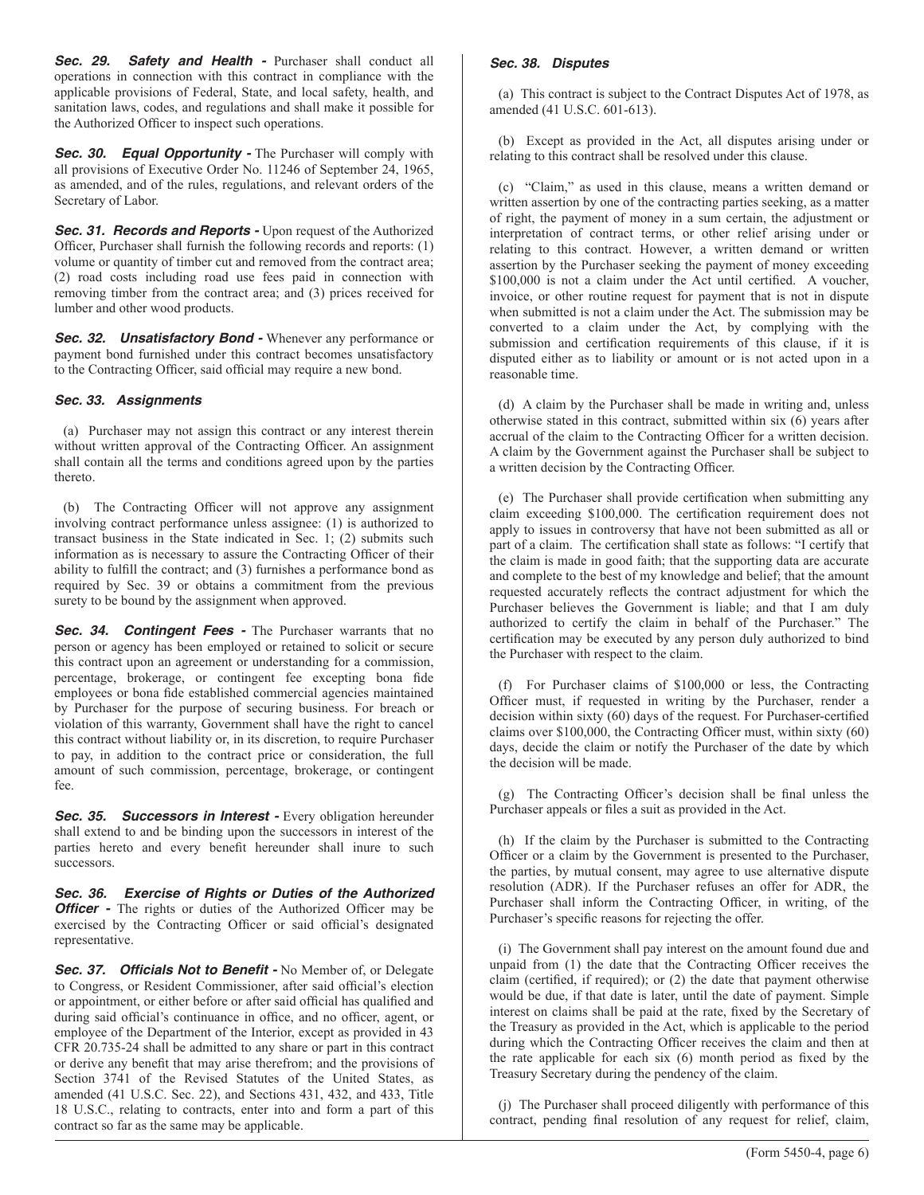***Sec. 29. Safety and Health -*** Purchaser shall conduct all operations in connection with this contract in compliance with the applicable provisions of Federal, State, and local safety, health, and sanitation laws, codes, and regulations and shall make it possible for the Authorized Officer to inspect such operations.

***Sec. 30. Equal Opportunity -*** The Purchaser will comply with all provisions of Executive Order No. 11246 of September 24, 1965, as amended, and of the rules, regulations, and relevant orders of the Secretary of Labor.

***Sec. 31. Records and Reports -*** Upon request of the Authorized Officer, Purchaser shall furnish the following records and reports: (1) volume or quantity of timber cut and removed from the contract area; (2) road costs including road use fees paid in connection with removing timber from the contract area; and (3) prices received for lumber and other wood products.

***Sec. 32. Unsatisfactory Bond -*** Whenever any performance or payment bond furnished under this contract becomes unsatisfactory to the Contracting Officer, said official may require a new bond.

***Sec. 33. Assignments***

(a) Purchaser may not assign this contract or any interest therein without written approval of the Contracting Officer. An assignment shall contain all the terms and conditions agreed upon by the parties thereto.

(b) The Contracting Officer will not approve any assignment involving contract performance unless assignee: (1) is authorized to transact business in the State indicated in Sec. 1; (2) submits such information as is necessary to assure the Contracting Officer of their ability to fulfill the contract; and (3) furnishes a performance bond as required by Sec. 39 or obtains a commitment from the previous surety to be bound by the assignment when approved.

***Sec. 34. Contingent Fees -*** The Purchaser warrants that no person or agency has been employed or retained to solicit or secure this contract upon an agreement or understanding for a commission, percentage, brokerage, or contingent fee excepting bona fide employees or bona fide established commercial agencies maintained by Purchaser for the purpose of securing business. For breach or violation of this warranty, Government shall have the right to cancel this contract without liability or, in its discretion, to require Purchaser to pay, in addition to the contract price or consideration, the full amount of such commission, percentage, brokerage, or contingent fee.

***Sec. 35. Successors in Interest -*** Every obligation hereunder shall extend to and be binding upon the successors in interest of the parties hereto and every benefit hereunder shall inure to such successors.

***Sec. 36. Exercise of Rights or Duties of the Authorized Officer -*** The rights or duties of the Authorized Officer may be exercised by the Contracting Officer or said official's designated representative.

***Sec. 37. Officials Not to Benefit -*** No Member of, or Delegate to Congress, or Resident Commissioner, after said official's election or appointment, or either before or after said official has qualified and during said official's continuance in office, and no officer, agent, or employee of the Department of the Interior, except as provided in 43 CFR 20.735-24 shall be admitted to any share or part in this contract or derive any benefit that may arise therefrom; and the provisions of Section 3741 of the Revised Statutes of the United States, as amended (41 U.S.C. Sec. 22), and Sections 431, 432, and 433, Title 18 U.S.C., relating to contracts, enter into and form a part of this contract so far as the same may be applicable.

***Sec. 38. Disputes***

(a) This contract is subject to the Contract Disputes Act of 1978, as amended (41 U.S.C. 601-613).

(b) Except as provided in the Act, all disputes arising under or relating to this contract shall be resolved under this clause.

(c) "Claim," as used in this clause, means a written demand or written assertion by one of the contracting parties seeking, as a matter of right, the payment of money in a sum certain, the adjustment or interpretation of contract terms, or other relief arising under or relating to this contract. However, a written demand or written assertion by the Purchaser seeking the payment of money exceeding $100,000 is not a claim under the Act until certified. A voucher, invoice, or other routine request for payment that is not in dispute when submitted is not a claim under the Act. The submission may be converted to a claim under the Act, by complying with the submission and certification requirements of this clause, if it is disputed either as to liability or amount or is not acted upon in a reasonable time.

(d) A claim by the Purchaser shall be made in writing and, unless otherwise stated in this contract, submitted within six (6) years after accrual of the claim to the Contracting Officer for a written decision. A claim by the Government against the Purchaser shall be subject to a written decision by the Contracting Officer.

(e) The Purchaser shall provide certification when submitting any claim exceeding $100,000. The certification requirement does not apply to issues in controversy that have not been submitted as all or part of a claim. The certification shall state as follows: "I certify that the claim is made in good faith; that the supporting data are accurate and complete to the best of my knowledge and belief; that the amount requested accurately reflects the contract adjustment for which the Purchaser believes the Government is liable; and that I am duly authorized to certify the claim in behalf of the Purchaser." The certification may be executed by any person duly authorized to bind the Purchaser with respect to the claim.

(f) For Purchaser claims of $100,000 or less, the Contracting Officer must, if requested in writing by the Purchaser, render a decision within sixty (60) days of the request. For Purchaser-certified claims over $100,000, the Contracting Officer must, within sixty (60) days, decide the claim or notify the Purchaser of the date by which the decision will be made.

(g) The Contracting Officer's decision shall be final unless the Purchaser appeals or files a suit as provided in the Act.

(h) If the claim by the Purchaser is submitted to the Contracting Officer or a claim by the Government is presented to the Purchaser, the parties, by mutual consent, may agree to use alternative dispute resolution (ADR). If the Purchaser refuses an offer for ADR, the Purchaser shall inform the Contracting Officer, in writing, of the Purchaser's specific reasons for rejecting the offer.

(i) The Government shall pay interest on the amount found due and unpaid from (1) the date that the Contracting Officer receives the claim (certified, if required); or (2) the date that payment otherwise would be due, if that date is later, until the date of payment. Simple interest on claims shall be paid at the rate, fixed by the Secretary of the Treasury as provided in the Act, which is applicable to the period during which the Contracting Officer receives the claim and then at the rate applicable for each six (6) month period as fixed by the Treasury Secretary during the pendency of the claim.

(j) The Purchaser shall proceed diligently with performance of this contract, pending final resolution of any request for relief, claim,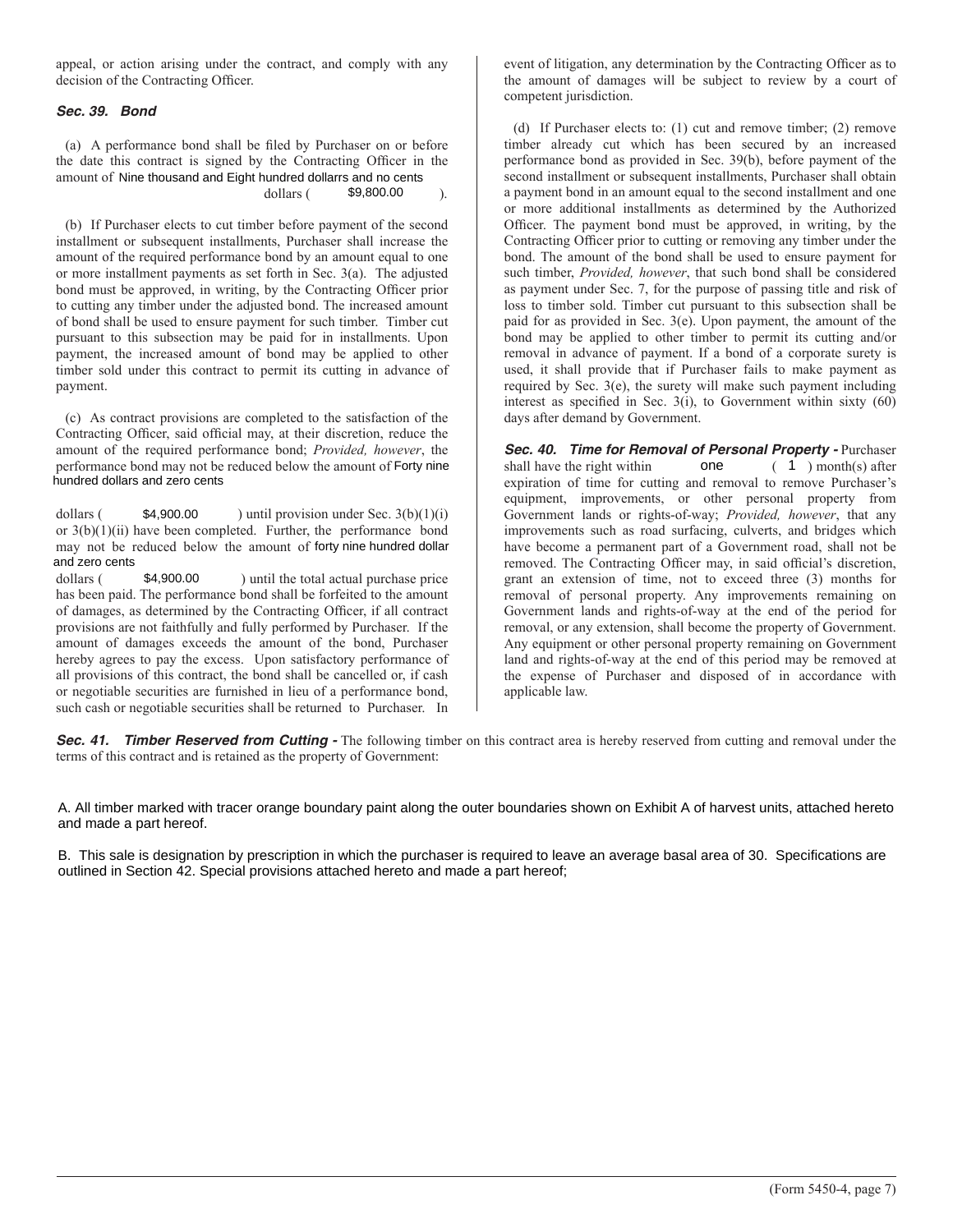appeal, or action arising under the contract, and comply with any decision of the Contracting Officer.

### *Sec. 39. Bond*

(a) A performance bond shall be filed by Purchaser on or before the date this contract is signed by the Contracting Officer in the amount of Nine thousand and Eight hundred dollarrs and no cents dollars ( $9,800.00 ).

(b) If Purchaser elects to cut timber before payment of the second installment or subsequent installments, Purchaser shall increase the amount of the required performance bond by an amount equal to one or more installment payments as set forth in Sec. 3(a). The adjusted bond must be approved, in writing, by the Contracting Officer prior to cutting any timber under the adjusted bond. The increased amount of bond shall be used to ensure payment for such timber. Timber cut pursuant to this subsection may be paid for in installments. Upon payment, the increased amount of bond may be applied to other timber sold under this contract to permit its cutting in advance of payment.

(c) As contract provisions are completed to the satisfaction of the Contracting Officer, said official may, at their discretion, reduce the amount of the required performance bond; *Provided, however*, the performance bond may not be reduced below the amount of Forty nine hundred dollars and zero cents dollars ( $4,900.00 ) until provision under Sec. 3(b)(1)(i) or 3(b)(1)(ii) have been completed. Further, the performance bond may not be reduced below the amount of forty nine hundred dollar and zero cents dollars ( $4,900.00 ) until the total actual purchase price has been paid. The performance bond shall be forfeited to the amount of damages, as determined by the Contracting Officer, if all contract provisions are not faithfully and fully performed by Purchaser. If the amount of damages exceeds the amount of the bond, Purchaser hereby agrees to pay the excess. Upon satisfactory performance of all provisions of this contract, the bond shall be cancelled or, if cash or negotiable securities are furnished in lieu of a performance bond, such cash or negotiable securities shall be returned to Purchaser. In event of litigation, any determination by the Contracting Officer as to the amount of damages will be subject to review by a court of competent jurisdiction.

(d) If Purchaser elects to: (1) cut and remove timber; (2) remove timber already cut which has been secured by an increased performance bond as provided in Sec. 39(b), before payment of the second installment or subsequent installments, Purchaser shall obtain a payment bond in an amount equal to the second installment and one or more additional installments as determined by the Authorized Officer. The payment bond must be approved, in writing, by the Contracting Officer prior to cutting or removing any timber under the bond. The amount of the bond shall be used to ensure payment for such timber, *Provided, however*, that such bond shall be considered as payment under Sec. 7, for the purpose of passing title and risk of loss to timber sold. Timber cut pursuant to this subsection shall be paid for as provided in Sec. 3(e). Upon payment, the amount of the bond may be applied to other timber to permit its cutting and/or removal in advance of payment. If a bond of a corporate surety is used, it shall provide that if Purchaser fails to make payment as required by Sec. 3(e), the surety will make such payment including interest as specified in Sec. 3(i), to Government within sixty (60) days after demand by Government.

***Sec. 40. Time for Removal of Personal Property -*** Purchaser shall have the right within one ( 1 ) month(s) after expiration of time for cutting and removal to remove Purchaser's equipment, improvements, or other personal property from Government lands or rights-of-way; *Provided, however*, that any improvements such as road surfacing, culverts, and bridges which have become a permanent part of a Government road, shall not be removed. The Contracting Officer may, in said official's discretion, grant an extension of time, not to exceed three (3) months for removal of personal property. Any improvements remaining on Government lands and rights-of-way at the end of the period for removal, or any extension, shall become the property of Government. Any equipment or other personal property remaining on Government land and rights-of-way at the end of this period may be removed at the expense of Purchaser and disposed of in accordance with applicable law.

***Sec. 41. Timber Reserved from Cutting -*** The following timber on this contract area is hereby reserved from cutting and removal under the terms of this contract and is retained as the property of Government:

A. All timber marked with tracer orange boundary paint along the outer boundaries shown on Exhibit A of harvest units, attached hereto and made a part hereof.

B. This sale is designation by prescription in which the purchaser is required to leave an average basal area of 30. Specifications are outlined in Section 42. Special provisions attached hereto and made a part hereof;

(Form 5450-4, page 7)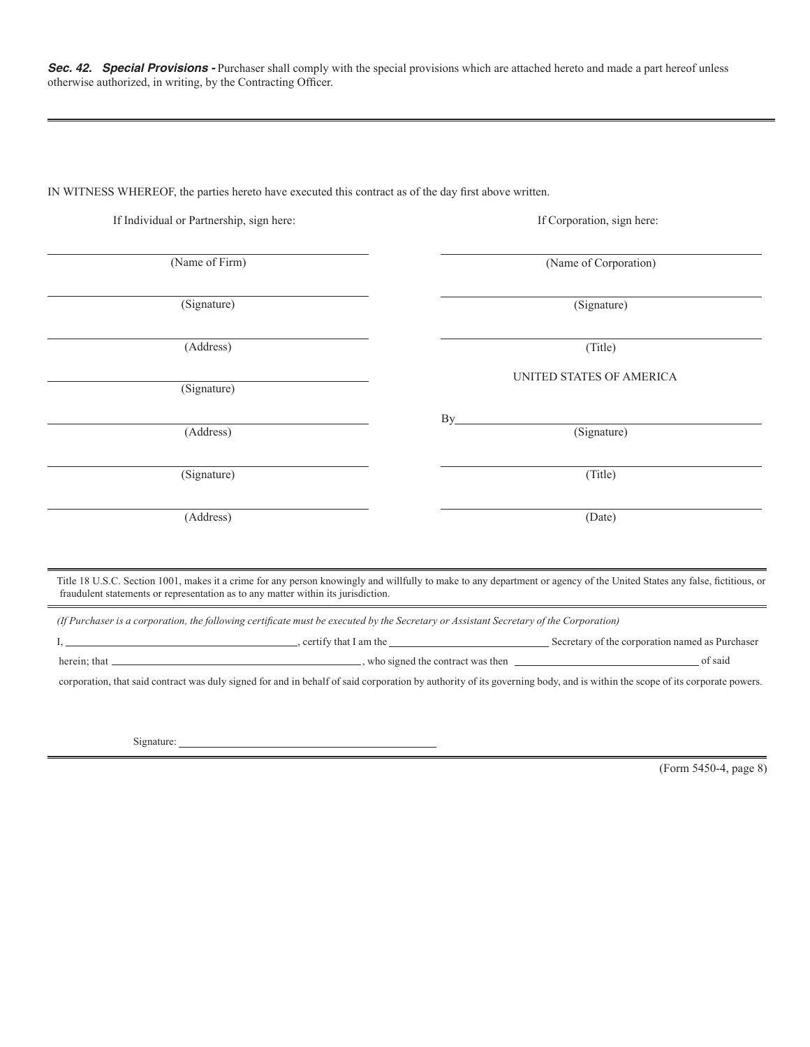***Sec. 42. Special Provisions -*** Purchaser shall comply with the special provisions which are attached hereto and made a part hereof unless otherwise authorized, in writing, by the Contracting Officer.

---

IN WITNESS WHEREOF, the parties hereto have executed this contract as of the day first above written.

| If Individual or Partnership, sign here: | If Corporation, sign here: |
| --- | --- |
| ______________________ (Name of Firm) | ______________________ (Name of Corporation) |
| ______________________ (Signature) | ______________________ (Signature) |
| ______________________ (Address) | ______________________ (Title) |
| ______________________ (Signature) | UNITED STATES OF AMERICA |
| ______________________ (Address) | By______________________ (Signature) |
| ______________________ (Signature) | ______________________ (Title) |
| ______________________ (Address) | ______________________ (Date) |

---

Title 18 U.S.C. Section 1001, makes it a crime for any person knowingly and willfully to make to any department or agency of the United States any false, fictitious, or fraudulent statements or representation as to any matter within its jurisdiction.

---

*(If Purchaser is a corporation, the following certificate must be executed by the Secretary or Assistant Secretary of the Corporation)*

I, ______________________, certify that I am the ______________________ Secretary of the corporation named as Purchaser herein; that ______________________, who signed the contract was then ______________________ of said corporation, that said contract was duly signed for and in behalf of said corporation by authority of its governing body, and is within the scope of its corporate powers.

Signature: ______________________

(Form 5450-4, page 8)